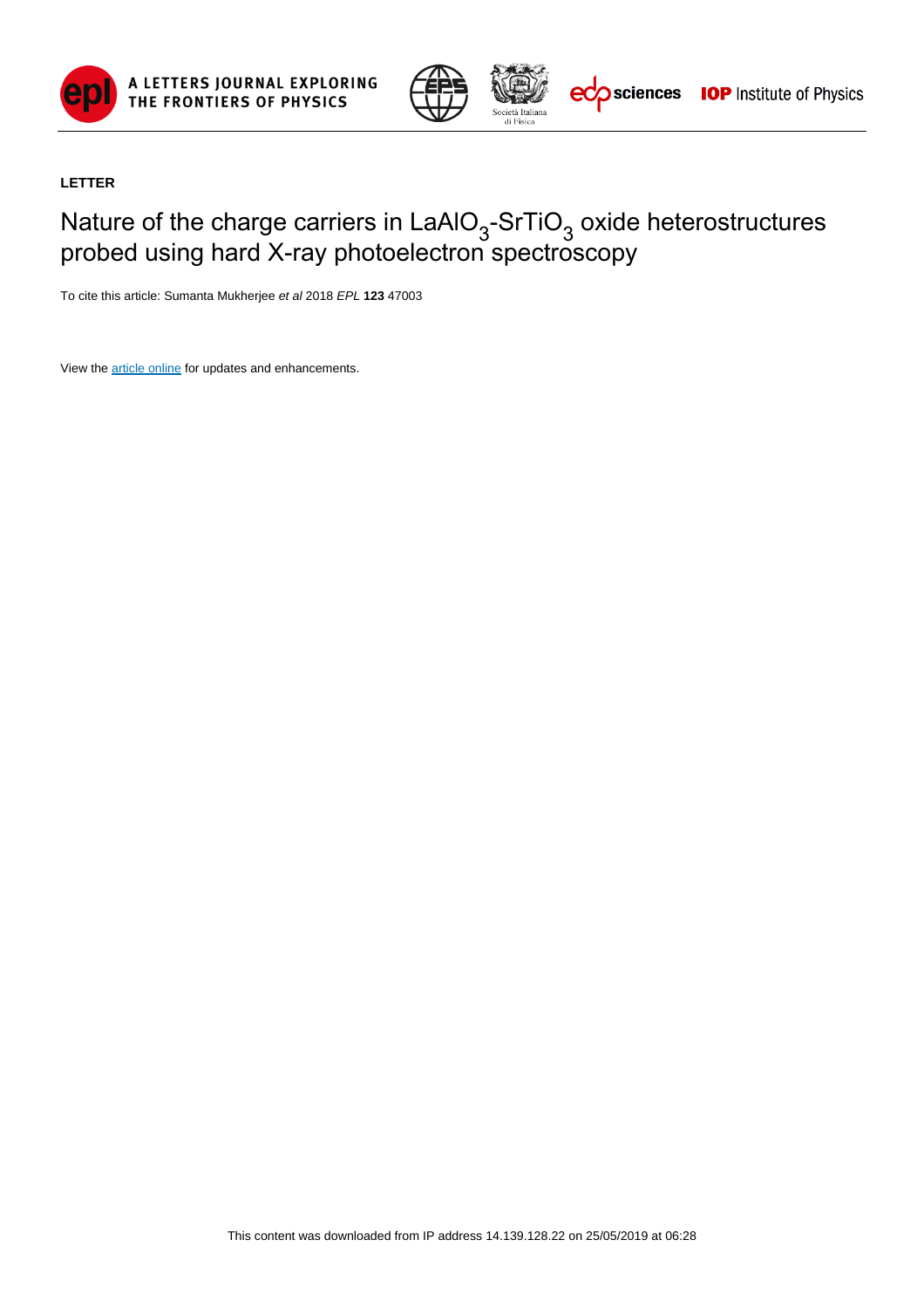**LETTER**

# Nature of the charge carriers in $LaAlO_3$-$SrTiO_3$ oxide heterostructures probed using hard X-ray photoelectron spectroscopy

To cite this article: Sumanta Mukherjee *et al* 2018 *EPL* **123** 47003

View the article online for updates and enhancements.

This content was downloaded from IP address 14.139.128.22 on 25/05/2019 at 06:28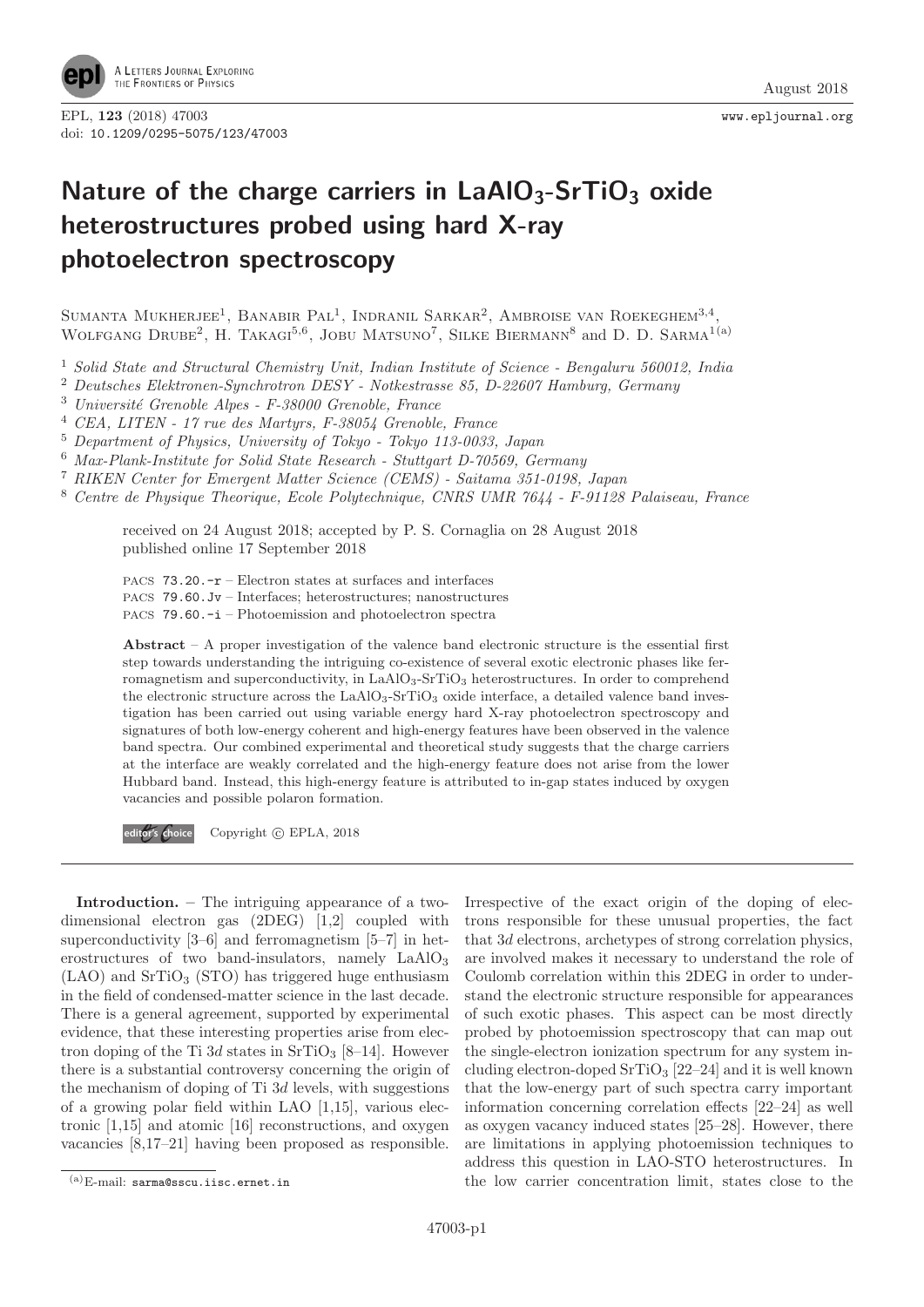# Nature of the charge carriers in $LaAlO_3$-$SrTiO_3$ oxide heterostructures probed using hard X-ray photoelectron spectroscopy

Sumanta Mukherjee[1], Banabir Pal[1], Indranil Sarkar[2], Ambroise van Roekeghem[3,4], Wolfgang Drube[2], H. Takagi[5,6], Jobu Matsuno[7], Silke Biermann[8] and D. D. Sarma[1(a)]

[1] *Solid State and Structural Chemistry Unit, Indian Institute of Science - Bengaluru 560012, India*
[2] *Deutsches Elektronen-Synchrotron DESY - Notkestrasse 85, D-22607 Hamburg, Germany*
[3] *Université Grenoble Alpes - F-38000 Grenoble, France*
[4] *CEA, LITEN - 17 rue des Martyrs, F-38054 Grenoble, France*
[5] *Department of Physics, University of Tokyo - Tokyo 113-0033, Japan*
[6] *Max-Plank-Institute for Solid State Research - Stuttgart D-70569, Germany*
[7] *RIKEN Center for Emergent Matter Science (CEMS) - Saitama 351-0198, Japan*
[8] *Centre de Physique Theorique, Ecole Polytechnique, CNRS UMR 7644 - F-91128 Palaiseau, France*

received on 24 August 2018; accepted by P. S. Cornaglia on 28 August 2018
published online 17 September 2018

PACS 73.20.-r – Electron states at surfaces and interfaces
PACS 79.60.Jv – Interfaces; heterostructures; nanostructures
PACS 79.60.-i – Photoemission and photoelectron spectra

**Abstract** – A proper investigation of the valence band electronic structure is the essential first step towards understanding the intriguing co-existence of several exotic electronic phases like ferromagnetism and superconductivity, in $LaAlO_3$-$SrTiO_3$ heterostructures. In order to comprehend the electronic structure across the $LaAlO_3$-$SrTiO_3$ oxide interface, a detailed valence band investigation has been carried out using variable energy hard X-ray photoelectron spectroscopy and signatures of both low-energy coherent and high-energy features have been observed in the valence band spectra. Our combined experimental and theoretical study suggests that the charge carriers at the interface are weakly correlated and the high-energy feature does not arise from the lower Hubbard band. Instead, this high-energy feature is attributed to in-gap states induced by oxygen vacancies and possible polaron formation.

editor's choice — Copyright © EPLA, 2018

**Introduction.** – The intriguing appearance of a two-dimensional electron gas (2DEG) [1,2] coupled with superconductivity [3–6] and ferromagnetism [5–7] in heterostructures of two band-insulators, namely $LaAlO_3$ (LAO) and $SrTiO_3$ (STO) has triggered huge enthusiasm in the field of condensed-matter science in the last decade. There is a general agreement, supported by experimental evidence, that these interesting properties arise from electron doping of the Ti 3*d* states in $SrTiO_3$ [8–14]. However there is a substantial controversy concerning the origin of the mechanism of doping of Ti 3*d* levels, with suggestions of a growing polar field within LAO [1,15], various electronic [1,15] and atomic [16] reconstructions, and oxygen vacancies [8,17–21] having been proposed as responsible. Irrespective of the exact origin of the doping of electrons responsible for these unusual properties, the fact that 3*d* electrons, archetypes of strong correlation physics, are involved makes it necessary to understand the role of Coulomb correlation within this 2DEG in order to understand the electronic structure responsible for appearances of such exotic phases. This aspect can be most directly probed by photoemission spectroscopy that can map out the single-electron ionization spectrum for any system including electron-doped $SrTiO_3$ [22–24] and it is well known that the low-energy part of such spectra carry important information concerning correlation effects [22–24] as well as oxygen vacancy induced states [25–28]. However, there are limitations in applying photoemission techniques to address this question in LAO-STO heterostructures. In the low carrier concentration limit, states close to the

(a) E-mail: sarma@sscu.iisc.ernet.in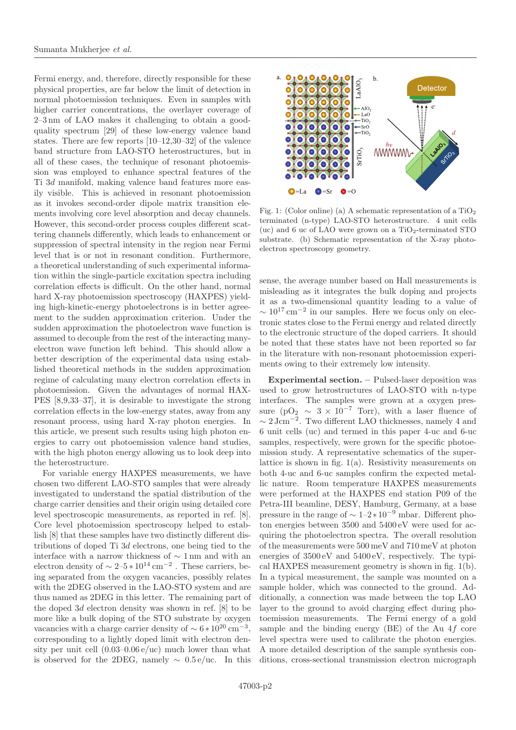Fermi energy, and, therefore, directly responsible for these physical properties, are far below the limit of detection in normal photoemission techniques. Even in samples with higher carrier concentrations, the overlayer coverage of 2–3 nm of LAO makes it challenging to obtain a good-quality spectrum [29] of these low-energy valence band states. There are few reports [10–12,30–32] of the valence band structure from LAO-STO heterostructures, but in all of these cases, the technique of resonant photoemission was employed to enhance spectral features of the Ti 3*d* manifold, making valence band features more easily visible. This is achieved in resonant photoemission as it invokes second-order dipole matrix transition elements involving core level absorption and decay channels. However, this second-order process couples different scattering channels differently, which leads to enhancement or suppression of spectral intensity in the region near Fermi level that is or not in resonant condition. Furthermore, a theoretical understanding of such experimental information within the single-particle excitation spectra including correlation effects is difficult. On the other hand, normal hard X-ray photoemission spectroscopy (HAXPES) yielding high-kinetic-energy photoelectrons is in better agreement to the sudden approximation criterion. Under the sudden approximation the photoelectron wave function is assumed to decouple from the rest of the interacting many-electron wave function left behind. This should allow a better description of the experimental data using established theoretical methods in the sudden approximation regime of calculating many electron correlation effects in photoemission. Given the advantages of normal HAXPES [8,9,33–37], it is desirable to investigate the strong correlation effects in the low-energy states, away from any resonant process, using hard X-ray photon energies. In this article, we present such results using high photon energies to carry out photoemission valence band studies, with the high photon energy allowing us to look deep into the heterostructure.

For variable energy HAXPES measurements, we have chosen two different LAO-STO samples that were already investigated to understand the spatial distribution of the charge carrier densities and their origin using detailed core level spectroscopic measurements, as reported in ref. [8]. Core level photoemission spectroscopy helped to establish [8] that these samples have two distinctly different distributions of doped Ti 3*d* electrons, one being tied to the interface with a narrow thickness of $\sim 1$ nm and with an electron density of $\sim 2$–$5 * 10^{14}\,\mathrm{cm}^{-2}$. These carriers, being separated from the oxygen vacancies, possibly relates with the 2DEG observed in the LAO-STO system and are thus named as 2DEG in this letter. The remaining part of the doped 3*d* electron density was shown in ref. [8] to be more like a bulk doping of the STO substrate by oxygen vacancies with a charge carrier density of $\sim 6 * 10^{20}\,\mathrm{cm}^{-3}$, corresponding to a lightly doped limit with electron density per unit cell (0.03–0.06 e/uc) much lower than what is observed for the 2DEG, namely $\sim 0.5$ e/uc. In this sense, the average number based on Hall measurements is misleading as it integrates the bulk doping and projects it as a two-dimensional quantity leading to a value of $\sim 10^{17}\,\mathrm{cm}^{-2}$ in our samples. Here we focus only on electronic states close to the Fermi energy and related directly to the electronic structure of the doped carriers. It should be noted that these states have not been reported so far in the literature with non-resonant photoemission experiments owing to their extremely low intensity.

Fig. 1: (Color online) (a) A schematic representation of a $TiO_2$ terminated (n-type) LAO-STO heterostructure. 4 unit cells (uc) and 6 uc of LAO were grown on a $TiO_2$-terminated STO substrate. (b) Schematic representation of the X-ray photoelectron spectroscopy geometry.

**Experimental section.** – Pulsed-laser deposition was used to grow hetrostructures of LAO-STO with n-type interfaces. The samples were grown at a oxygen pressure ($pO_2 \sim 3 \times 10^{-7}$ Torr), with a laser fluence of $\sim 2\,\mathrm{Jcm}^{-2}$. Two different LAO thicknesses, namely 4 and 6 unit cells (uc) and termed in this paper 4-uc and 6-uc samples, respectively, were grown for the specific photoemission study. A representative schematics of the superlattice is shown in fig. 1(a). Resistivity measurements on both 4-uc and 6-uc samples confirm the expected metallic nature. Room temperature HAXPES measurements were performed at the HAXPES end station P09 of the Petra-III beamline, DESY, Hamburg, Germany, at a base pressure in the range of $\sim 1$–$2 * 10^{-9}$ mbar. Different photon energies between 3500 and 5400 eV were used for acquiring the photoelectron spectra. The overall resolution of the measurements were 500 meV and 710 meV at photon energies of 3500 eV and 5400 eV, respectively. The typical HAXPES measurement geometry is shown in fig. 1(b). In a typical measurement, the sample was mounted on a sample holder, which was connected to the ground. Additionally, a connection was made between the top LAO layer to the ground to avoid charging effect during photoemission measurements. The Fermi energy of a gold sample and the binding energy (BE) of the Au 4*f* core level spectra were used to calibrate the photon energies. A more detailed description of the sample synthesis conditions, cross-sectional transmission electron micrograph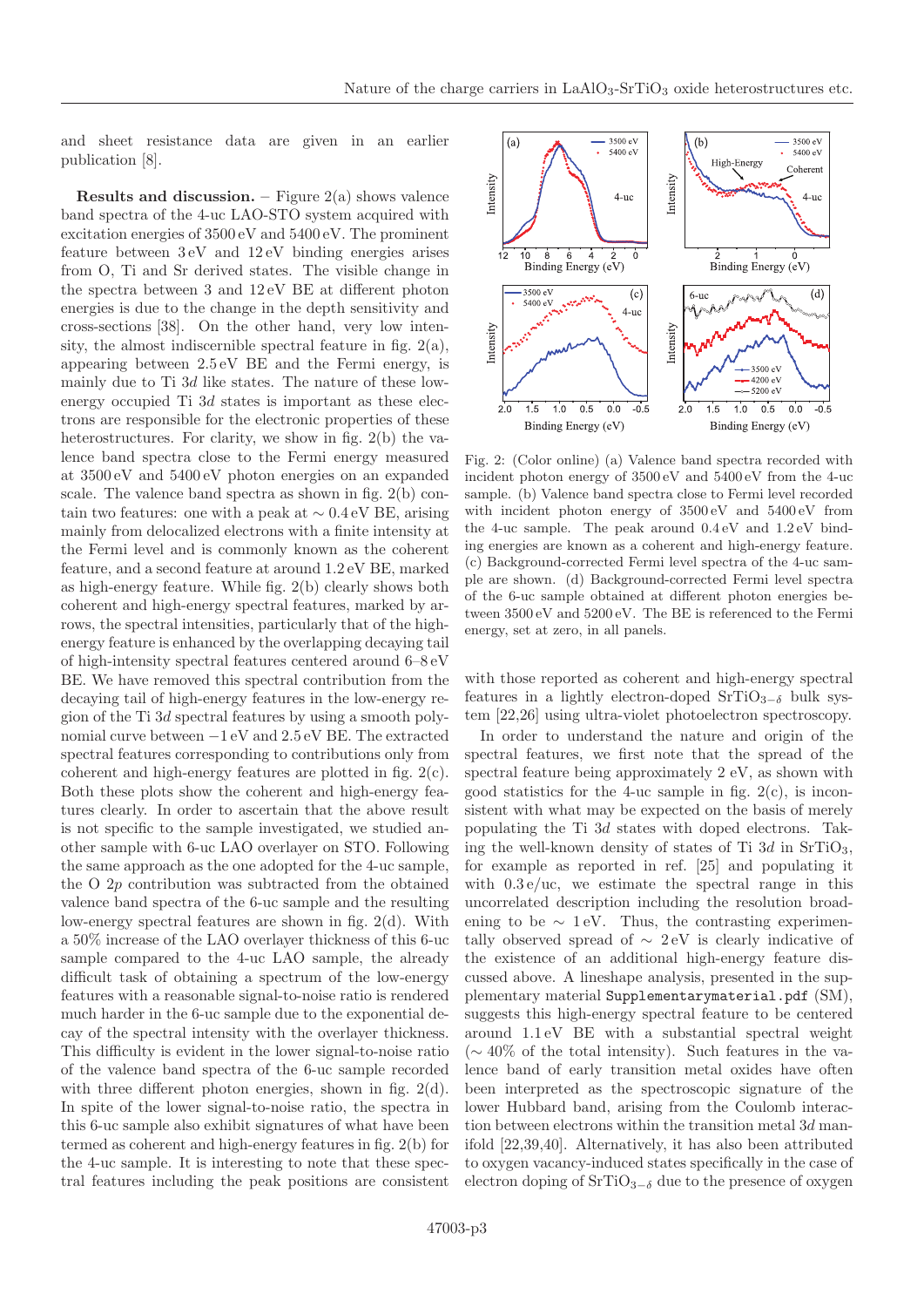and sheet resistance data are given in an earlier publication [8].

**Results and discussion.** – Figure 2(a) shows valence band spectra of the 4-uc LAO-STO system acquired with excitation energies of 3500 eV and 5400 eV. The prominent feature between 3 eV and 12 eV binding energies arises from O, Ti and Sr derived states. The visible change in the spectra between 3 and 12 eV BE at different photon energies is due to the change in the depth sensitivity and cross-sections [38]. On the other hand, very low intensity, the almost indiscernible spectral feature in fig. 2(a), appearing between 2.5 eV BE and the Fermi energy, is mainly due to Ti $3d$ like states. The nature of these low-energy occupied Ti $3d$ states is important as these electrons are responsible for the electronic properties of these heterostructures. For clarity, we show in fig. 2(b) the valence band spectra close to the Fermi energy measured at 3500 eV and 5400 eV photon energies on an expanded scale. The valence band spectra as shown in fig. 2(b) contain two features: one with a peak at $\sim 0.4$ eV BE, arising mainly from delocalized electrons with a finite intensity at the Fermi level and is commonly known as the coherent feature, and a second feature at around 1.2 eV BE, marked as high-energy feature. While fig. 2(b) clearly shows both coherent and high-energy spectral features, marked by arrows, the spectral intensities, particularly that of the high-energy feature is enhanced by the overlapping decaying tail of high-intensity spectral features centered around 6–8 eV BE. We have removed this spectral contribution from the decaying tail of high-energy features in the low-energy region of the Ti $3d$ spectral features by using a smooth polynomial curve between $-1$ eV and 2.5 eV BE. The extracted spectral features corresponding to contributions only from coherent and high-energy features are plotted in fig. 2(c). Both these plots show the coherent and high-energy features clearly. In order to ascertain that the above result is not specific to the sample investigated, we studied another sample with 6-uc LAO overlayer on STO. Following the same approach as the one adopted for the 4-uc sample, the O $2p$ contribution was subtracted from the obtained valence band spectra of the 6-uc sample and the resulting low-energy spectral features are shown in fig. 2(d). With a 50% increase of the LAO overlayer thickness of this 6-uc sample compared to the 4-uc LAO sample, the already difficult task of obtaining a spectrum of the low-energy features with a reasonable signal-to-noise ratio is rendered much harder in the 6-uc sample due to the exponential decay of the spectral intensity with the overlayer thickness. This difficulty is evident in the lower signal-to-noise ratio of the valence band spectra of the 6-uc sample recorded with three different photon energies, shown in fig. 2(d). In spite of the lower signal-to-noise ratio, the spectra in this 6-uc sample also exhibit signatures of what have been termed as coherent and high-energy features in fig. 2(b) for the 4-uc sample. It is interesting to note that these spectral features including the peak positions are consistent with those reported as coherent and high-energy spectral features in a lightly electron-doped $SrTiO_{3-\delta}$ bulk system [22,26] using ultra-violet photoelectron spectroscopy.

Fig. 2: (Color online) (a) Valence band spectra recorded with incident photon energy of 3500 eV and 5400 eV from the 4-uc sample. (b) Valence band spectra close to Fermi level recorded with incident photon energy of 3500 eV and 5400 eV from the 4-uc sample. The peak around 0.4 eV and 1.2 eV binding energies are known as a coherent and high-energy feature. (c) Background-corrected Fermi level spectra of the 4-uc sample are shown. (d) Background-corrected Fermi level spectra of the 6-uc sample obtained at different photon energies between 3500 eV and 5200 eV. The BE is referenced to the Fermi energy, set at zero, in all panels.

In order to understand the nature and origin of the spectral features, we first note that the spread of the spectral feature being approximately 2 eV, as shown with good statistics for the 4-uc sample in fig. 2(c), is inconsistent with what may be expected on the basis of merely populating the Ti $3d$ states with doped electrons. Taking the well-known density of states of Ti $3d$ in $SrTiO_3$, for example as reported in ref. [25] and populating it with 0.3 e/uc, we estimate the spectral range in this uncorrelated description including the resolution broadening to be $\sim 1$ eV. Thus, the contrasting experimentally observed spread of $\sim 2$ eV is clearly indicative of the existence of an additional high-energy feature discussed above. A lineshape analysis, presented in the supplementary material `Supplementarymaterial.pdf` (SM), suggests this high-energy spectral feature to be centered around 1.1 eV BE with a substantial spectral weight ($\sim 40\%$ of the total intensity). Such features in the valence band of early transition metal oxides have often been interpreted as the spectroscopic signature of the lower Hubbard band, arising from the Coulomb interaction between electrons within the transition metal $3d$ manifold [22,39,40]. Alternatively, it has also been attributed to oxygen vacancy-induced states specifically in the case of electron doping of $SrTiO_{3-\delta}$ due to the presence of oxygen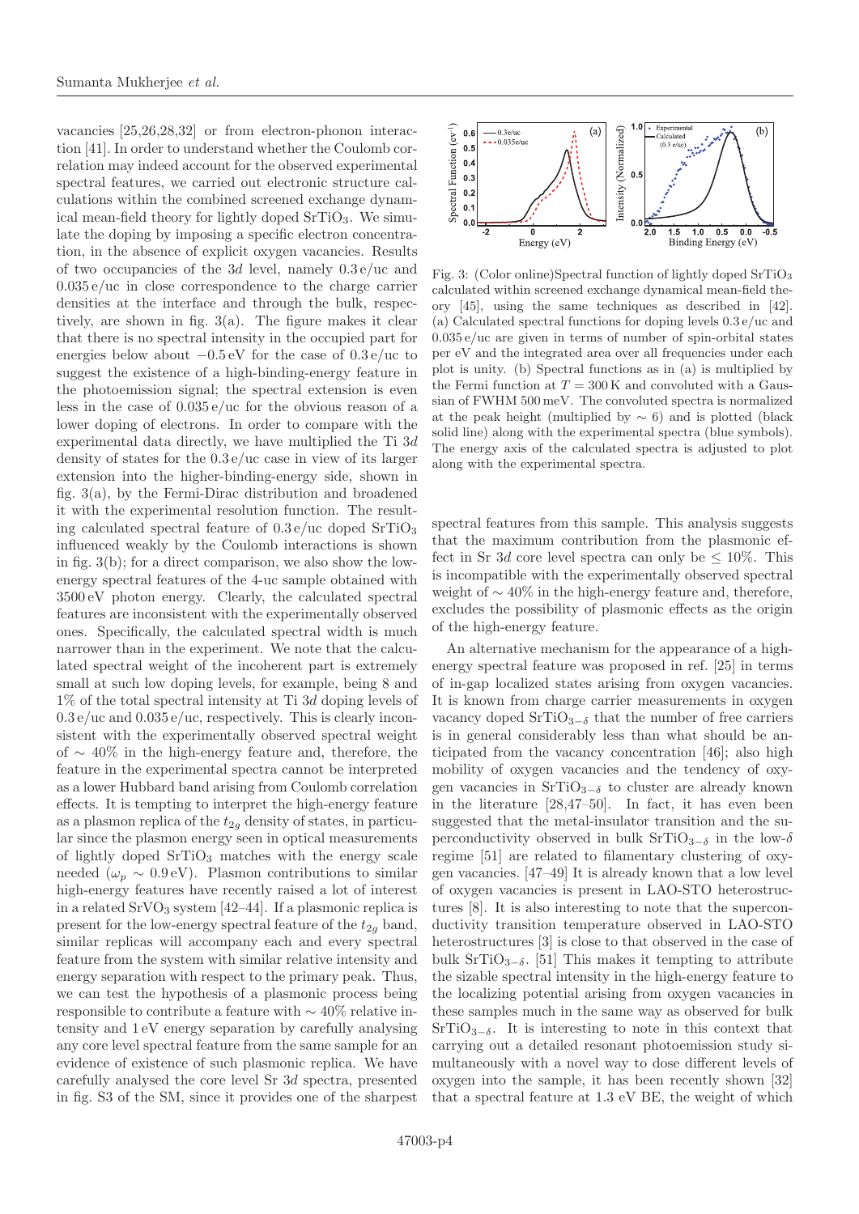vacancies [25,26,28,32] or from electron-phonon interaction [41]. In order to understand whether the Coulomb correlation may indeed account for the observed experimental spectral features, we carried out electronic structure calculations within the combined screened exchange dynamical mean-field theory for lightly doped $SrTiO_3$. We simulate the doping by imposing a specific electron concentration, in the absence of explicit oxygen vacancies. Results of two occupancies of the $3d$ level, namely 0.3 e/uc and 0.035 e/uc in close correspondence to the charge carrier densities at the interface and through the bulk, respectively, are shown in fig. 3(a). The figure makes it clear that there is no spectral intensity in the occupied part for energies below about $-0.5$ eV for the case of 0.3 e/uc to suggest the existence of a high-binding-energy feature in the photoemission signal; the spectral extension is even less in the case of 0.035 e/uc for the obvious reason of a lower doping of electrons. In order to compare with the experimental data directly, we have multiplied the Ti $3d$ density of states for the 0.3 e/uc case in view of its larger extension into the higher-binding-energy side, shown in fig. 3(a), by the Fermi-Dirac distribution and broadened it with the experimental resolution function. The resulting calculated spectral feature of 0.3 e/uc doped $SrTiO_3$ influenced weakly by the Coulomb interactions is shown in fig. 3(b); for a direct comparison, we also show the low-energy spectral features of the 4-uc sample obtained with 3500 eV photon energy. Clearly, the calculated spectral features are inconsistent with the experimentally observed ones. Specifically, the calculated spectral width is much narrower than in the experiment. We note that the calculated spectral weight of the incoherent part is extremely small at such low doping levels, for example, being 8 and 1% of the total spectral intensity at Ti $3d$ doping levels of 0.3 e/uc and 0.035 e/uc, respectively. This is clearly inconsistent with the experimentally observed spectral weight of $\sim 40\%$ in the high-energy feature and, therefore, the feature in the experimental spectra cannot be interpreted as a lower Hubbard band arising from Coulomb correlation effects. It is tempting to interpret the high-energy feature as a plasmon replica of the $t_{2g}$ density of states, in particular since the plasmon energy seen in optical measurements of lightly doped $SrTiO_3$ matches with the energy scale needed ($\omega_p \sim 0.9$ eV). Plasmon contributions to similar high-energy features have recently raised a lot of interest in a related $SrVO_3$ system [42–44]. If a plasmonic replica is present for the low-energy spectral feature of the $t_{2g}$ band, similar replicas will accompany each and every spectral feature from the system with similar relative intensity and energy separation with respect to the primary peak. Thus, we can test the hypothesis of a plasmonic process being responsible to contribute a feature with $\sim 40\%$ relative intensity and 1 eV energy separation by carefully analysing any core level spectral feature from the same sample for an evidence of existence of such plasmonic replica. We have carefully analysed the core level Sr $3d$ spectra, presented in fig. S3 of the SM, since it provides one of the sharpest

Fig. 3: (Color online)Spectral function of lightly doped $SrTiO_3$ calculated within screened exchange dynamical mean-field theory [45], using the same techniques as described in [42]. (a) Calculated spectral functions for doping levels 0.3 e/uc and 0.035 e/uc are given in terms of number of spin-orbital states per eV and the integrated area over all frequencies under each plot is unity. (b) Spectral functions as in (a) is multiplied by the Fermi function at $T = 300$ K and convoluted with a Gaussian of FWHM 500 meV. The convoluted spectra is normalized at the peak height (multiplied by $\sim 6$) and is plotted (black solid line) along with the experimental spectra (blue symbols). The energy axis of the calculated spectra is adjusted to plot along with the experimental spectra.

spectral features from this sample. This analysis suggests that the maximum contribution from the plasmonic effect in Sr $3d$ core level spectra can only be $\leq 10\%$. This is incompatible with the experimentally observed spectral weight of $\sim 40\%$ in the high-energy feature and, therefore, excludes the possibility of plasmonic effects as the origin of the high-energy feature.

An alternative mechanism for the appearance of a high-energy spectral feature was proposed in ref. [25] in terms of in-gap localized states arising from oxygen vacancies. It is known from charge carrier measurements in oxygen vacancy doped $SrTiO_{3-\delta}$ that the number of free carriers is in general considerably less than what should be anticipated from the vacancy concentration [46]; also high mobility of oxygen vacancies and the tendency of oxygen vacancies in $SrTiO_{3-\delta}$ to cluster are already known in the literature [28,47–50]. In fact, it has even been suggested that the metal-insulator transition and the superconductivity observed in bulk $SrTiO_{3-\delta}$ in the low-$\delta$ regime [51] are related to filamentary clustering of oxygen vacancies. [47–49] It is already known that a low level of oxygen vacancies is present in LAO-STO heterostructures [8]. It is also interesting to note that the superconductivity transition temperature observed in LAO-STO heterostructures [3] is close to that observed in the case of bulk $SrTiO_{3-\delta}$. [51] This makes it tempting to attribute the sizable spectral intensity in the high-energy feature to the localizing potential arising from oxygen vacancies in these samples much in the same way as observed for bulk $SrTiO_{3-\delta}$. It is interesting to note in this context that carrying out a detailed resonant photoemission study simultaneously with a novel way to dose different levels of oxygen into the sample, it has been recently shown [32] that a spectral feature at 1.3 eV BE, the weight of which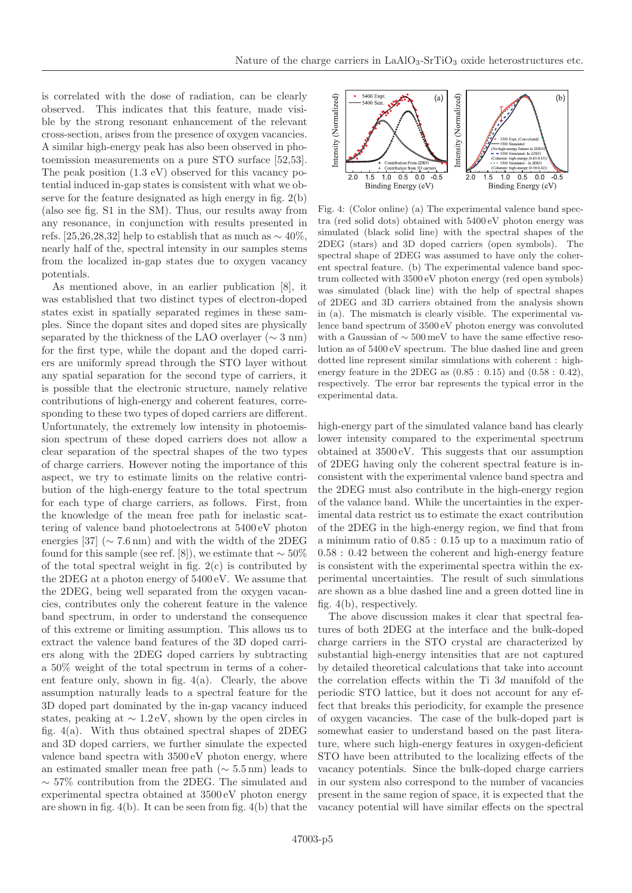is correlated with the dose of radiation, can be clearly observed. This indicates that this feature, made visible by the strong resonant enhancement of the relevant cross-section, arises from the presence of oxygen vacancies. A similar high-energy peak has also been observed in photoemission measurements on a pure STO surface [52,53]. The peak position (1.3 eV) observed for this vacancy potential induced in-gap states is consistent with what we observe for the feature designated as high energy in fig. 2(b) (also see fig. S1 in the SM). Thus, our results away from any resonance, in conjunction with results presented in refs. [25,26,28,32] help to establish that as much as $\sim 40\%$, nearly half of the, spectral intensity in our samples stems from the localized in-gap states due to oxygen vacancy potentials.

As mentioned above, in an earlier publication [8], it was established that two distinct types of electron-doped states exist in spatially separated regimes in these samples. Since the dopant sites and doped sites are physically separated by the thickness of the LAO overlayer ($\sim 3$ nm) for the first type, while the dopant and the doped carriers are uniformly spread through the STO layer without any spatial separation for the second type of carriers, it is possible that the electronic structure, namely relative contributions of high-energy and coherent features, corresponding to these two types of doped carriers are different. Unfortunately, the extremely low intensity in photoemission spectrum of these doped carriers does not allow a clear separation of the spectral shapes of the two types of charge carriers. However noting the importance of this aspect, we try to estimate limits on the relative contribution of the high-energy feature to the total spectrum for each type of charge carriers, as follows. First, from the knowledge of the mean free path for inelastic scattering of valence band photoelectrons at 5400 eV photon energies [37] ($\sim 7.6$ nm) and with the width of the 2DEG found for this sample (see ref. [8]), we estimate that $\sim 50\%$ of the total spectral weight in fig. 2(c) is contributed by the 2DEG at a photon energy of 5400 eV. We assume that the 2DEG, being well separated from the oxygen vacancies, contributes only the coherent feature in the valence band spectrum, in order to understand the consequence of this extreme or limiting assumption. This allows us to extract the valence band features of the 3D doped carriers along with the 2DEG doped carriers by subtracting a 50% weight of the total spectrum in terms of a coherent feature only, shown in fig. 4(a). Clearly, the above assumption naturally leads to a spectral feature for the 3D doped part dominated by the in-gap vacancy induced states, peaking at $\sim 1.2$ eV, shown by the open circles in fig. 4(a). With thus obtained spectral shapes of 2DEG and 3D doped carriers, we further simulate the expected valence band spectra with 3500 eV photon energy, where an estimated smaller mean free path ($\sim 5.5$ nm) leads to $\sim 57\%$ contribution from the 2DEG. The simulated and experimental spectra obtained at 3500 eV photon energy are shown in fig. 4(b). It can be seen from fig. 4(b) that the high-energy part of the simulated valance band has clearly lower intensity compared to the experimental spectrum obtained at 3500 eV. This suggests that our assumption of 2DEG having only the coherent spectral feature is inconsistent with the experimental valence band spectra and the 2DEG must also contribute in the high-energy region of the valance band. While the uncertainties in the experimental data restrict us to estimate the exact contribution of the 2DEG in the high-energy region, we find that from a minimum ratio of 0.85 : 0.15 up to a maximum ratio of 0.58 : 0.42 between the coherent and high-energy feature is consistent with the experimental spectra within the experimental uncertainties. The result of such simulations are shown as a blue dashed line and a green dotted line in fig. 4(b), respectively.

Fig. 4: (Color online) (a) The experimental valence band spectra (red solid dots) obtained with 5400 eV photon energy was simulated (black solid line) with the spectral shapes of the 2DEG (stars) and 3D doped carriers (open symbols). The spectral shape of 2DEG was assumed to have only the coherent spectral feature. (b) The experimental valence band spectrum collected with 3500 eV photon energy (red open symbols) was simulated (black line) with the help of spectral shapes of 2DEG and 3D carriers obtained from the analysis shown in (a). The mismatch is clearly visible. The experimental valence band spectrum of 3500 eV photon energy was convoluted with a Gaussian of $\sim 500$ meV to have the same effective resolution as of 5400 eV spectrum. The blue dashed line and green dotted line represent similar simulations with coherent : high-energy feature in the 2DEG as (0.85 : 0.15) and (0.58 : 0.42), respectively. The error bar represents the typical error in the experimental data.

The above discussion makes it clear that spectral features of both 2DEG at the interface and the bulk-doped charge carriers in the STO crystal are characterized by substantial high-energy intensities that are not captured by detailed theoretical calculations that take into account the correlation effects within the Ti 3$d$ manifold of the periodic STO lattice, but it does not account for any effect that breaks this periodicity, for example the presence of oxygen vacancies. The case of the bulk-doped part is somewhat easier to understand based on the past literature, where such high-energy features in oxygen-deficient STO have been attributed to the localizing effects of the vacancy potentials. Since the bulk-doped charge carriers in our system also correspond to the number of vacancies present in the same region of space, it is expected that the vacancy potential will have similar effects on the spectral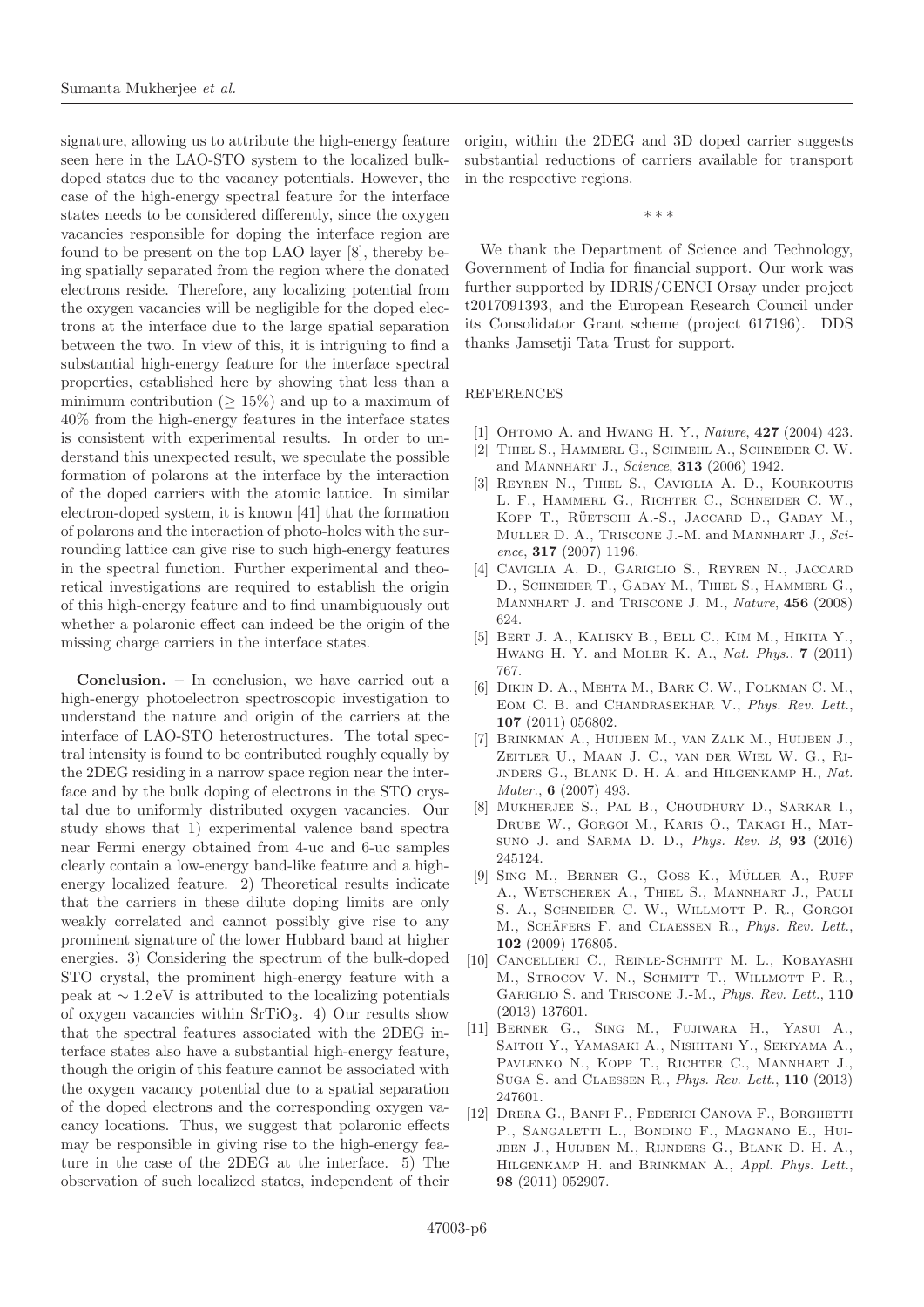signature, allowing us to attribute the high-energy feature seen here in the LAO-STO system to the localized bulk-doped states due to the vacancy potentials. However, the case of the high-energy spectral feature for the interface states needs to be considered differently, since the oxygen vacancies responsible for doping the interface region are found to be present on the top LAO layer [8], thereby being spatially separated from the region where the donated electrons reside. Therefore, any localizing potential from the oxygen vacancies will be negligible for the doped electrons at the interface due to the large spatial separation between the two. In view of this, it is intriguing to find a substantial high-energy feature for the interface spectral properties, established here by showing that less than a minimum contribution ($\geq 15\%$) and up to a maximum of 40% from the high-energy features in the interface states is consistent with experimental results. In order to understand this unexpected result, we speculate the possible formation of polarons at the interface by the interaction of the doped carriers with the atomic lattice. In similar electron-doped system, it is known [41] that the formation of polarons and the interaction of photo-holes with the surrounding lattice can give rise to such high-energy features in the spectral function. Further experimental and theoretical investigations are required to establish the origin of this high-energy feature and to find unambiguously out whether a polaronic effect can indeed be the origin of the missing charge carriers in the interface states.

**Conclusion.** – In conclusion, we have carried out a high-energy photoelectron spectroscopic investigation to understand the nature and origin of the carriers at the interface of LAO-STO heterostructures. The total spectral intensity is found to be contributed roughly equally by the 2DEG residing in a narrow space region near the interface and by the bulk doping of electrons in the STO crystal due to uniformly distributed oxygen vacancies. Our study shows that 1) experimental valence band spectra near Fermi energy obtained from 4-uc and 6-uc samples clearly contain a low-energy band-like feature and a high-energy localized feature. 2) Theoretical results indicate that the carriers in these dilute doping limits are only weakly correlated and cannot possibly give rise to any prominent signature of the lower Hubbard band at higher energies. 3) Considering the spectrum of the bulk-doped STO crystal, the prominent high-energy feature with a peak at $\sim 1.2$ eV is attributed to the localizing potentials of oxygen vacancies within $SrTiO_3$. 4) Our results show that the spectral features associated with the 2DEG interface states also have a substantial high-energy feature, though the origin of this feature cannot be associated with the oxygen vacancy potential due to a spatial separation of the doped electrons and the corresponding oxygen vacancy locations. Thus, we suggest that polaronic effects may be responsible in giving rise to the high-energy feature in the case of the 2DEG at the interface. 5) The observation of such localized states, independent of their origin, within the 2DEG and 3D doped carrier suggests substantial reductions of carriers available for transport in the respective regions.

\* \* \*

We thank the Department of Science and Technology, Government of India for financial support. Our work was further supported by IDRIS/GENCI Orsay under project t2017091393, and the European Research Council under its Consolidator Grant scheme (project 617196). DDS thanks Jamsetji Tata Trust for support.

## REFERENCES

[1] Ohtomo A. and Hwang H. Y., *Nature*, **427** (2004) 423.

[2] Thiel S., Hammerl G., Schmehl A., Schneider C. W. and Mannhart J., *Science*, **313** (2006) 1942.

[3] Reyren N., Thiel S., Caviglia A. D., Kourkoutis L. F., Hammerl G., Richter C., Schneider C. W., Kopp T., Rüetschi A.-S., Jaccard D., Gabay M., Muller D. A., Triscone J.-M. and Mannhart J., *Science*, **317** (2007) 1196.

[4] Caviglia A. D., Gariglio S., Reyren N., Jaccard D., Schneider T., Gabay M., Thiel S., Hammerl G., Mannhart J. and Triscone J. M., *Nature*, **456** (2008) 624.

[5] Bert J. A., Kalisky B., Bell C., Kim M., Hikita Y., Hwang H. Y. and Moler K. A., *Nat. Phys.*, **7** (2011) 767.

[6] Dikin D. A., Mehta M., Bark C. W., Folkman C. M., Eom C. B. and Chandrasekhar V., *Phys. Rev. Lett.*, **107** (2011) 056802.

[7] Brinkman A., Huijben M., van Zalk M., Huijben J., Zeitler U., Maan J. C., van der Wiel W. G., Rijnders G., Blank D. H. A. and Hilgenkamp H., *Nat. Mater.*, **6** (2007) 493.

[8] Mukherjee S., Pal B., Choudhury D., Sarkar I., Drube W., Gorgoi M., Karis O., Takagi H., Matsuno J. and Sarma D. D., *Phys. Rev. B*, **93** (2016) 245124.

[9] Sing M., Berner G., Goss K., Müller A., Ruff A., Wetscherek A., Thiel S., Mannhart J., Pauli S. A., Schneider C. W., Willmott P. R., Gorgoi M., Schäfers F. and Claessen R., *Phys. Rev. Lett.*, **102** (2009) 176805.

[10] Cancellieri C., Reinle-Schmitt M. L., Kobayashi M., Strocov V. N., Schmitt T., Willmott P. R., Gariglio S. and Triscone J.-M., *Phys. Rev. Lett.*, **110** (2013) 137601.

[11] Berner G., Sing M., Fujiwara H., Yasui A., Saitoh Y., Yamasaki A., Nishitani Y., Sekiyama A., Pavlenko N., Kopp T., Richter C., Mannhart J., Suga S. and Claessen R., *Phys. Rev. Lett.*, **110** (2013) 247601.

[12] Drera G., Banfi F., Federici Canova F., Borghetti P., Sangaletti L., Bondino F., Magnano E., Huijben J., Huijben M., Rijnders G., Blank D. H. A., Hilgenkamp H. and Brinkman A., *Appl. Phys. Lett.*, **98** (2011) 052907.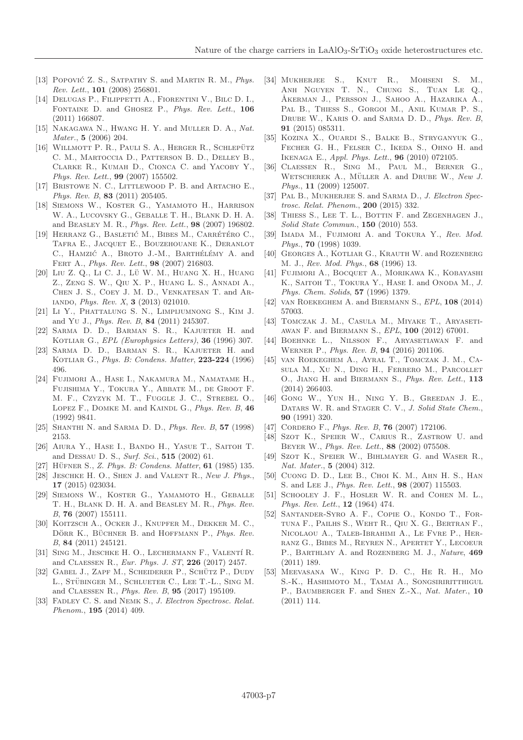[13] Popović Z. S., Satpathy S. and Martin R. M., *Phys. Rev. Lett.*, **101** (2008) 256801.

[14] Delugas P., Filippetti A., Fiorentini V., Bilc D. I., Fontaine D. and Ghosez P., *Phys. Rev. Lett.*, **106** (2011) 166807.

[15] Nakagawa N., Hwang H. Y. and Muller D. A., *Nat. Mater.*, **5** (2006) 204.

[16] Willmott P. R., Pauli S. A., Herger R., Schlepütz C. M., Martoccia D., Patterson B. D., Delley B., Clarke R., Kumah D., Cionca C. and Yacoby Y., *Phys. Rev. Lett.*, **99** (2007) 155502.

[17] Bristowe N. C., Littlewood P. B. and Artacho E., *Phys. Rev. B*, **83** (2011) 205405.

[18] Siemons W., Koster G., Yamamoto H., Harrison W. A., Lucovsky G., Geballe T. H., Blank D. H. A. and Beasley M. R., *Phys. Rev. Lett.*, **98** (2007) 196802.

[19] Herranz G., Basletić M., Bibes M., Carrétéro C., Tafra E., Jacquet E., Bouzehouane K., Deranlot C., Hamzić A., Broto J.-M., Barthélémy A. and Fert A., *Phys. Rev. Lett.*, **98** (2007) 216803.

[20] Liu Z. Q., Li C. J., Lü W. M., Huang X. H., Huang Z., Zeng S. W., Qiu X. P., Huang L. S., Annadi A., Chen J. S., Coey J. M. D., Venkatesan T. and Ariando, *Phys. Rev. X*, **3** (2013) 021010.

[21] Li Y., Phattalung S. N., Limpijumnong S., Kim J. and Yu J., *Phys. Rev. B*, **84** (2011) 245307.

[22] Sarma D. D., Barman S. R., Kajueter H. and Kotliar G., *EPL (Europhysics Letters)*, **36** (1996) 307.

[23] Sarma D. D., Barman S. R., Kajueter H. and Kotliar G., *Phys. B: Condens. Matter*, **223-224** (1996) 496.

[24] Fujimori A., Hase I., Nakamura M., Namatame H., Fujishima Y., Tokura Y., Abbate M., de Groot F. M. F., Czyzyk M. T., Fuggle J. C., Strebel O., Lopez F., Domke M. and Kaindl G., *Phys. Rev. B*, **46** (1992) 9841.

[25] Shanthi N. and Sarma D. D., *Phys. Rev. B*, **57** (1998) 2153.

[26] Aiura Y., Hase I., Bando H., Yasue T., Saitoh T. and Dessau D. S., *Surf. Sci.*, **515** (2002) 61.

[27] Hüfner S., *Z. Phys. B: Condens. Matter*, **61** (1985) 135.

[28] Jeschke H. O., Shen J. and Valent R., *New J. Phys.*, **17** (2015) 023034.

[29] Siemons W., Koster G., Yamamoto H., Geballe T. H., Blank D. H. A. and Beasley M. R., *Phys. Rev. B*, **76** (2007) 155111.

[30] Koitzsch A., Ocker J., Knupfer M., Dekker M. C., Dörr K., Büchner B. and Hoffmann P., *Phys. Rev. B*, **84** (2011) 245121.

[31] Sing M., Jeschke H. O., Lechermann F., Valentí R. and Claessen R., *Eur. Phys. J. ST*, **226** (2017) 2457.

[32] Gabel J., Zapf M., Scheiderer P., Schütz P., Dudy L., Stübinger M., Schlueter C., Lee T.-L., Sing M. and Claessen R., *Phys. Rev. B*, **95** (2017) 195109.

[33] Fadley C. S. and Nemk S., *J. Electron Spectrosc. Relat. Phenom.*, **195** (2014) 409.

[34] Mukherjee S., Knut R., Mohseni S. M., Anh Nguyen T. N., Chung S., Tuan Le Q., Åkerman J., Persson J., Sahoo A., Hazarika A., Pal B., Thiess S., Gorgoi M., Anil Kumar P. S., Drube W., Karis O. and Sarma D. D., *Phys. Rev. B*, **91** (2015) 085311.

[35] Kozina X., Ouardi S., Balke B., Stryganyuk G., Fecher G. H., Felser C., Ikeda S., Ohno H. and Ikenaga E., *Appl. Phys. Lett.*, **96** (2010) 072105.

[36] Claessen R., Sing M., Paul M., Berner G., Wetscherek A., Müller A. and Drube W., *New J. Phys.*, **11** (2009) 125007.

[37] Pal B., Mukherjee S. and Sarma D., *J. Electron Spectrosc. Relat. Phenom.*, **200** (2015) 332.

[38] Thiess S., Lee T. L., Bottin F. and Zegenhagen J., *Solid State Commun.*, **150** (2010) 553.

[39] Imada M., Fujimori A. and Tokura Y., *Rev. Mod. Phys.*, **70** (1998) 1039.

[40] Georges A., Kotliar G., Krauth W. and Rozenberg M. J., *Rev. Mod. Phys.*, **68** (1996) 13.

[41] Fujimori A., Bocquet A., Morikawa K., Kobayashi K., Saitoh T., Tokura Y., Hase I. and Onoda M., *J. Phys. Chem. Solids*, **57** (1996) 1379.

[42] van Roekeghem A. and Biermann S., *EPL*, **108** (2014) 57003.

[43] Tomczak J. M., Casula M., Miyake T., Aryasetiawan F. and Biermann S., *EPL*, **100** (2012) 67001.

[44] Boehnke L., Nilsson F., Aryasetiawan F. and Werner P., *Phys. Rev. B*, **94** (2016) 201106.

[45] van Roekeghem A., Ayral T., Tomczak J. M., Casula M., Xu N., Ding H., Ferrero M., Parcollet O., Jiang H. and Biermann S., *Phys. Rev. Lett.*, **113** (2014) 266403.

[46] Gong W., Yun H., Ning Y. B., Greedan J. E., Datars W. R. and Stager C. V., *J. Solid State Chem.*, **90** (1991) 320.

[47] Cordero F., *Phys. Rev. B*, **76** (2007) 172106.

[48] Szot K., Speier W., Carius R., Zastrow U. and Beyer W., *Phys. Rev. Lett.*, **88** (2002) 075508.

[49] Szot K., Speier W., Bihlmayer G. and Waser R., *Nat. Mater.*, **5** (2004) 312.

[50] Cuong D. D., Lee B., Choi K. M., Ahn H. S., Han S. and Lee J., *Phys. Rev. Lett.*, **98** (2007) 115503.

[51] Schooley J. F., Hosler W. R. and Cohen M. L., *Phys. Rev. Lett.*, **12** (1964) 474.

[52] Santander-Syro A. F., Copie O., Kondo T., Fortuna F., Pailhs S., Weht R., Qiu X. G., Bertran F., Nicolaou A., Taleb-Ibrahimi A., Le Fvre P., Herranz G., Bibes M., Reyren N., Apertet Y., Lecoeur P., Barthlmy A. and Rozenberg M. J., *Nature*, **469** (2011) 189.

[53] Meevasana W., King P. D. C., He R. H., Mo S.-K., Hashimoto M., Tamai A., Songsiriritthigul P., Baumberger F. and Shen Z.-X., *Nat. Mater.*, **10** (2011) 114.